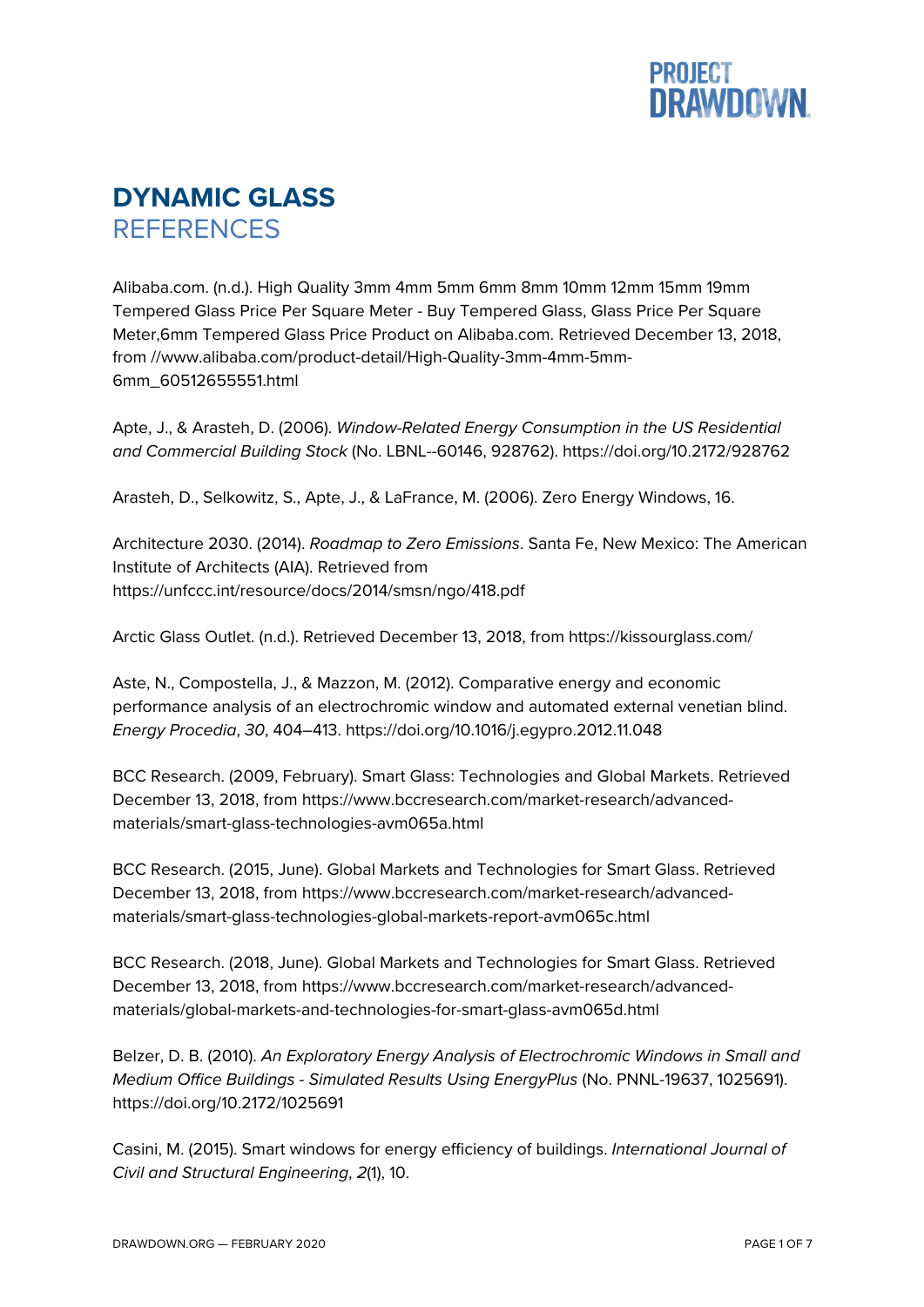# DYNAMIC GLASS
## REFERENCES

Alibaba.com. (n.d.). High Quality 3mm 4mm 5mm 6mm 8mm 10mm 12mm 15mm 19mm Tempered Glass Price Per Square Meter - Buy Tempered Glass, Glass Price Per Square Meter,6mm Tempered Glass Price Product on Alibaba.com. Retrieved December 13, 2018, from //www.alibaba.com/product-detail/High-Quality-3mm-4mm-5mm-6mm_60512655551.html

Apte, J., & Arasteh, D. (2006). *Window-Related Energy Consumption in the US Residential and Commercial Building Stock* (No. LBNL--60146, 928762). https://doi.org/10.2172/928762

Arasteh, D., Selkowitz, S., Apte, J., & LaFrance, M. (2006). Zero Energy Windows, 16.

Architecture 2030. (2014). *Roadmap to Zero Emissions*. Santa Fe, New Mexico: The American Institute of Architects (AIA). Retrieved from https://unfccc.int/resource/docs/2014/smsn/ngo/418.pdf

Arctic Glass Outlet. (n.d.). Retrieved December 13, 2018, from https://kissourglass.com/

Aste, N., Compostella, J., & Mazzon, M. (2012). Comparative energy and economic performance analysis of an electrochromic window and automated external venetian blind. *Energy Procedia*, *30*, 404–413. https://doi.org/10.1016/j.egypro.2012.11.048

BCC Research. (2009, February). Smart Glass: Technologies and Global Markets. Retrieved December 13, 2018, from https://www.bccresearch.com/market-research/advanced-materials/smart-glass-technologies-avm065a.html

BCC Research. (2015, June). Global Markets and Technologies for Smart Glass. Retrieved December 13, 2018, from https://www.bccresearch.com/market-research/advanced-materials/smart-glass-technologies-global-markets-report-avm065c.html

BCC Research. (2018, June). Global Markets and Technologies for Smart Glass. Retrieved December 13, 2018, from https://www.bccresearch.com/market-research/advanced-materials/global-markets-and-technologies-for-smart-glass-avm065d.html

Belzer, D. B. (2010). *An Exploratory Energy Analysis of Electrochromic Windows in Small and Medium Office Buildings - Simulated Results Using EnergyPlus* (No. PNNL-19637, 1025691). https://doi.org/10.2172/1025691

Casini, M. (2015). Smart windows for energy efficiency of buildings. *International Journal of Civil and Structural Engineering*, *2*(1), 10.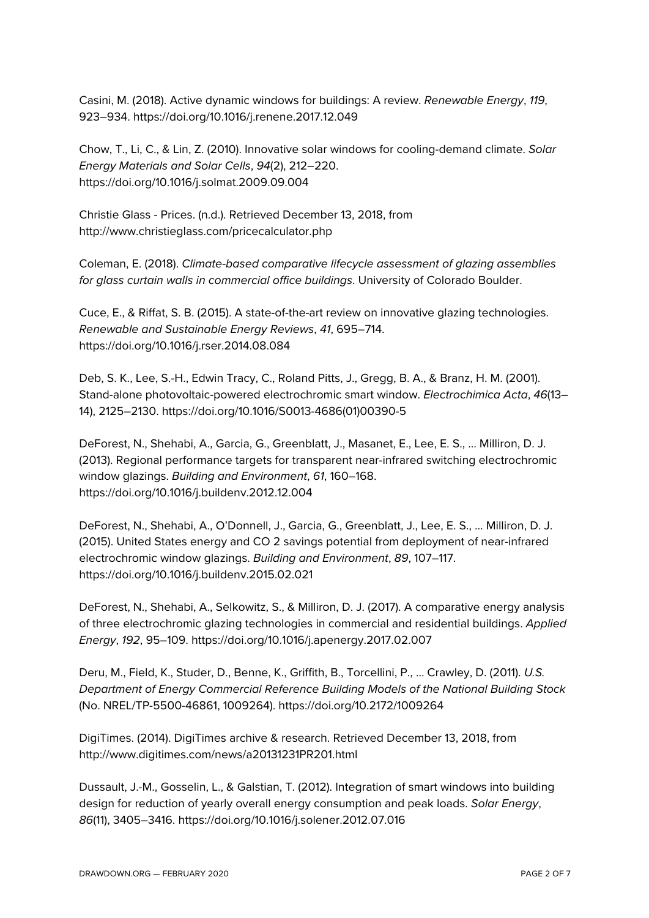Casini, M. (2018). Active dynamic windows for buildings: A review. *Renewable Energy*, *119*, 923–934. https://doi.org/10.1016/j.renene.2017.12.049

Chow, T., Li, C., & Lin, Z. (2010). Innovative solar windows for cooling-demand climate. *Solar Energy Materials and Solar Cells*, *94*(2), 212–220. https://doi.org/10.1016/j.solmat.2009.09.004

Christie Glass - Prices. (n.d.). Retrieved December 13, 2018, from http://www.christieglass.com/pricecalculator.php

Coleman, E. (2018). *Climate-based comparative lifecycle assessment of glazing assemblies for glass curtain walls in commercial office buildings*. University of Colorado Boulder.

Cuce, E., & Riffat, S. B. (2015). A state-of-the-art review on innovative glazing technologies. *Renewable and Sustainable Energy Reviews*, *41*, 695–714. https://doi.org/10.1016/j.rser.2014.08.084

Deb, S. K., Lee, S.-H., Edwin Tracy, C., Roland Pitts, J., Gregg, B. A., & Branz, H. M. (2001). Stand-alone photovoltaic-powered electrochromic smart window. *Electrochimica Acta*, *46*(13–14), 2125–2130. https://doi.org/10.1016/S0013-4686(01)00390-5

DeForest, N., Shehabi, A., Garcia, G., Greenblatt, J., Masanet, E., Lee, E. S., … Milliron, D. J. (2013). Regional performance targets for transparent near-infrared switching electrochromic window glazings. *Building and Environment*, *61*, 160–168. https://doi.org/10.1016/j.buildenv.2012.12.004

DeForest, N., Shehabi, A., O'Donnell, J., Garcia, G., Greenblatt, J., Lee, E. S., … Milliron, D. J. (2015). United States energy and CO 2 savings potential from deployment of near-infrared electrochromic window glazings. *Building and Environment*, *89*, 107–117. https://doi.org/10.1016/j.buildenv.2015.02.021

DeForest, N., Shehabi, A., Selkowitz, S., & Milliron, D. J. (2017). A comparative energy analysis of three electrochromic glazing technologies in commercial and residential buildings. *Applied Energy*, *192*, 95–109. https://doi.org/10.1016/j.apenergy.2017.02.007

Deru, M., Field, K., Studer, D., Benne, K., Griffith, B., Torcellini, P., … Crawley, D. (2011). *U.S. Department of Energy Commercial Reference Building Models of the National Building Stock* (No. NREL/TP-5500-46861, 1009264). https://doi.org/10.2172/1009264

DigiTimes. (2014). DigiTimes archive & research. Retrieved December 13, 2018, from http://www.digitimes.com/news/a20131231PR201.html

Dussault, J.-M., Gosselin, L., & Galstian, T. (2012). Integration of smart windows into building design for reduction of yearly overall energy consumption and peak loads. *Solar Energy*, *86*(11), 3405–3416. https://doi.org/10.1016/j.solener.2012.07.016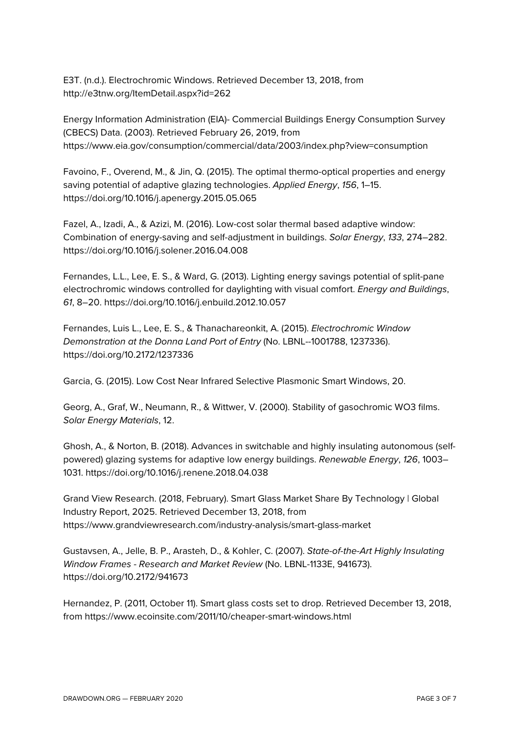E3T. (n.d.). Electrochromic Windows. Retrieved December 13, 2018, from http://e3tnw.org/ItemDetail.aspx?id=262

Energy Information Administration (EIA)- Commercial Buildings Energy Consumption Survey (CBECS) Data. (2003). Retrieved February 26, 2019, from https://www.eia.gov/consumption/commercial/data/2003/index.php?view=consumption

Favoino, F., Overend, M., & Jin, Q. (2015). The optimal thermo-optical properties and energy saving potential of adaptive glazing technologies. *Applied Energy*, *156*, 1–15. https://doi.org/10.1016/j.apenergy.2015.05.065

Fazel, A., Izadi, A., & Azizi, M. (2016). Low-cost solar thermal based adaptive window: Combination of energy-saving and self-adjustment in buildings. *Solar Energy*, *133*, 274–282. https://doi.org/10.1016/j.solener.2016.04.008

Fernandes, L.L., Lee, E. S., & Ward, G. (2013). Lighting energy savings potential of split-pane electrochromic windows controlled for daylighting with visual comfort. *Energy and Buildings*, *61*, 8–20. https://doi.org/10.1016/j.enbuild.2012.10.057

Fernandes, Luis L., Lee, E. S., & Thanachareonkit, A. (2015). *Electrochromic Window Demonstration at the Donna Land Port of Entry* (No. LBNL--1001788, 1237336). https://doi.org/10.2172/1237336

Garcia, G. (2015). Low Cost Near Infrared Selective Plasmonic Smart Windows, 20.

Georg, A., Graf, W., Neumann, R., & Wittwer, V. (2000). Stability of gasochromic WO3 films. *Solar Energy Materials*, 12.

Ghosh, A., & Norton, B. (2018). Advances in switchable and highly insulating autonomous (self-powered) glazing systems for adaptive low energy buildings. *Renewable Energy*, *126*, 1003–1031. https://doi.org/10.1016/j.renene.2018.04.038

Grand View Research. (2018, February). Smart Glass Market Share By Technology | Global Industry Report, 2025. Retrieved December 13, 2018, from https://www.grandviewresearch.com/industry-analysis/smart-glass-market

Gustavsen, A., Jelle, B. P., Arasteh, D., & Kohler, C. (2007). *State-of-the-Art Highly Insulating Window Frames - Research and Market Review* (No. LBNL-1133E, 941673). https://doi.org/10.2172/941673

Hernandez, P. (2011, October 11). Smart glass costs set to drop. Retrieved December 13, 2018, from https://www.ecoinsite.com/2011/10/cheaper-smart-windows.html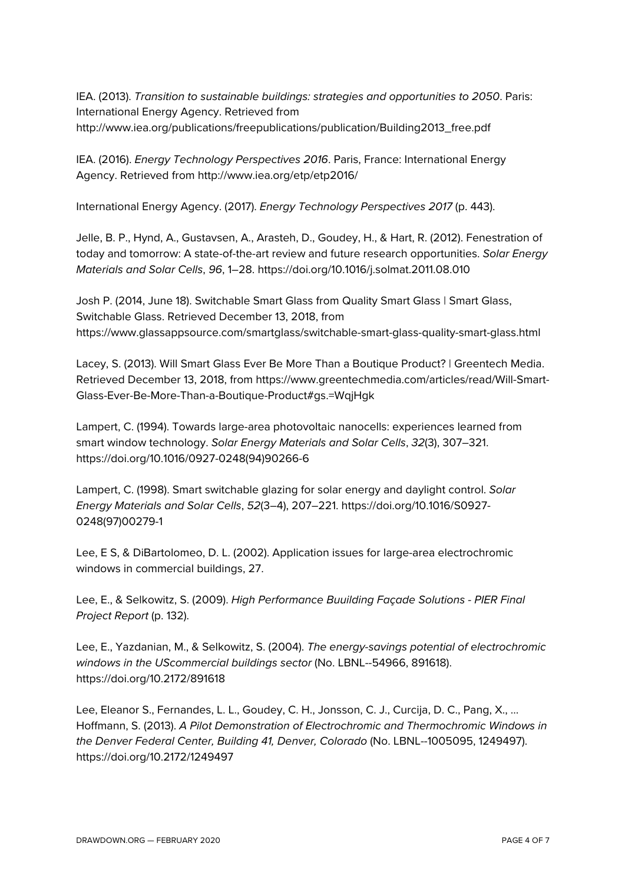IEA. (2013). *Transition to sustainable buildings: strategies and opportunities to 2050*. Paris: International Energy Agency. Retrieved from http://www.iea.org/publications/freepublications/publication/Building2013_free.pdf

IEA. (2016). *Energy Technology Perspectives 2016*. Paris, France: International Energy Agency. Retrieved from http://www.iea.org/etp/etp2016/

International Energy Agency. (2017). *Energy Technology Perspectives 2017* (p. 443).

Jelle, B. P., Hynd, A., Gustavsen, A., Arasteh, D., Goudey, H., & Hart, R. (2012). Fenestration of today and tomorrow: A state-of-the-art review and future research opportunities. *Solar Energy Materials and Solar Cells*, *96*, 1–28. https://doi.org/10.1016/j.solmat.2011.08.010

Josh P. (2014, June 18). Switchable Smart Glass from Quality Smart Glass | Smart Glass, Switchable Glass. Retrieved December 13, 2018, from https://www.glassappsource.com/smartglass/switchable-smart-glass-quality-smart-glass.html

Lacey, S. (2013). Will Smart Glass Ever Be More Than a Boutique Product? | Greentech Media. Retrieved December 13, 2018, from https://www.greentechmedia.com/articles/read/Will-Smart-Glass-Ever-Be-More-Than-a-Boutique-Product#gs.=WqjHgk

Lampert, C. (1994). Towards large-area photovoltaic nanocells: experiences learned from smart window technology. *Solar Energy Materials and Solar Cells*, *32*(3), 307–321. https://doi.org/10.1016/0927-0248(94)90266-6

Lampert, C. (1998). Smart switchable glazing for solar energy and daylight control. *Solar Energy Materials and Solar Cells*, *52*(3–4), 207–221. https://doi.org/10.1016/S0927-0248(97)00279-1

Lee, E S, & DiBartolomeo, D. L. (2002). Application issues for large-area electrochromic windows in commercial buildings, 27.

Lee, E., & Selkowitz, S. (2009). *High Performance Buuilding Façade Solutions - PIER Final Project Report* (p. 132).

Lee, E., Yazdanian, M., & Selkowitz, S. (2004). *The energy-savings potential of electrochromic windows in the UScommercial buildings sector* (No. LBNL--54966, 891618). https://doi.org/10.2172/891618

Lee, Eleanor S., Fernandes, L. L., Goudey, C. H., Jonsson, C. J., Curcija, D. C., Pang, X., … Hoffmann, S. (2013). *A Pilot Demonstration of Electrochromic and Thermochromic Windows in the Denver Federal Center, Building 41, Denver, Colorado* (No. LBNL--1005095, 1249497). https://doi.org/10.2172/1249497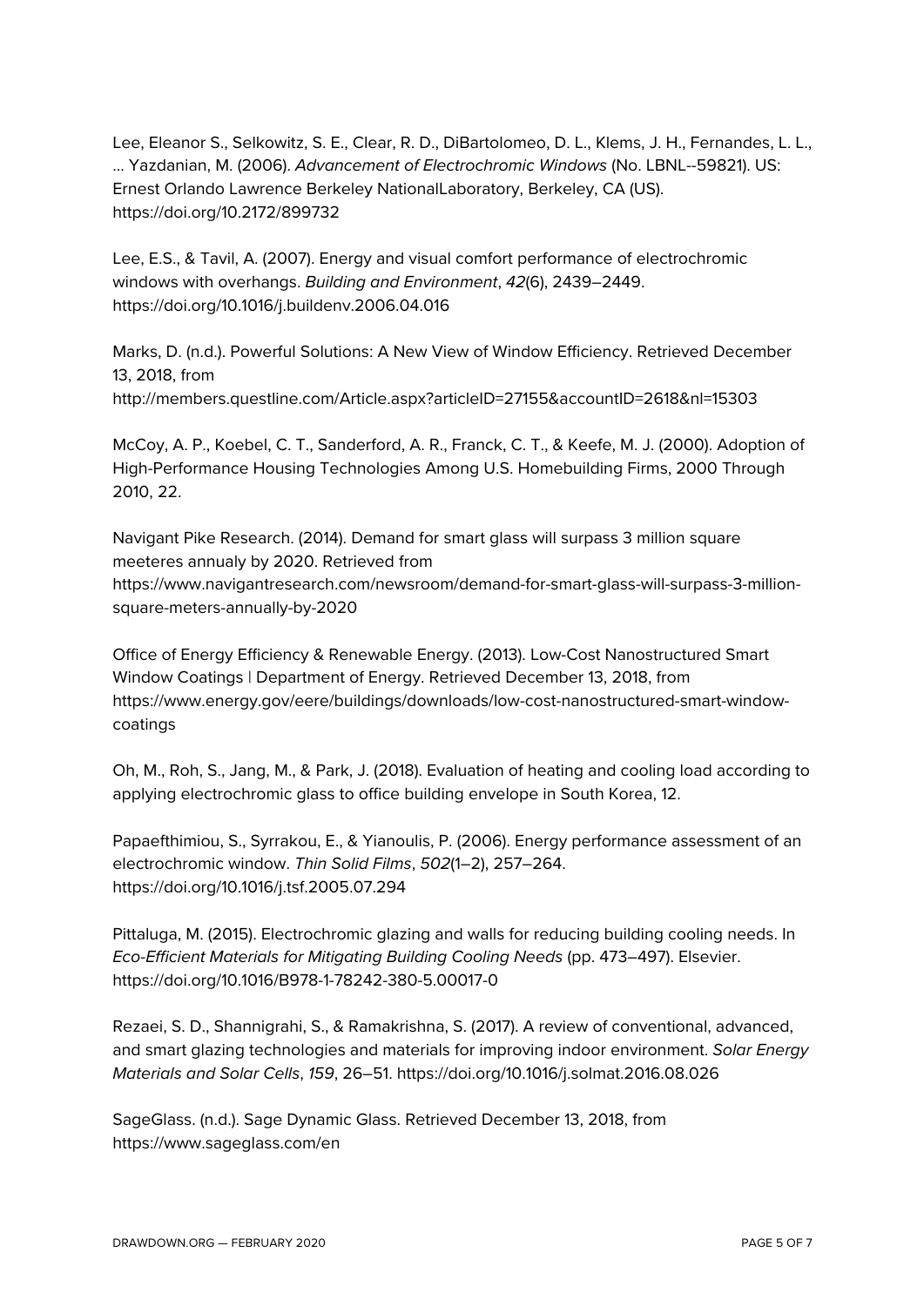Lee, Eleanor S., Selkowitz, S. E., Clear, R. D., DiBartolomeo, D. L., Klems, J. H., Fernandes, L. L., … Yazdanian, M. (2006). *Advancement of Electrochromic Windows* (No. LBNL--59821). US: Ernest Orlando Lawrence Berkeley NationalLaboratory, Berkeley, CA (US). https://doi.org/10.2172/899732

Lee, E.S., & Tavil, A. (2007). Energy and visual comfort performance of electrochromic windows with overhangs. *Building and Environment*, *42*(6), 2439–2449. https://doi.org/10.1016/j.buildenv.2006.04.016

Marks, D. (n.d.). Powerful Solutions: A New View of Window Efficiency. Retrieved December 13, 2018, from http://members.questline.com/Article.aspx?articleID=27155&accountID=2618&nl=15303

McCoy, A. P., Koebel, C. T., Sanderford, A. R., Franck, C. T., & Keefe, M. J. (2000). Adoption of High-Performance Housing Technologies Among U.S. Homebuilding Firms, 2000 Through 2010, 22.

Navigant Pike Research. (2014). Demand for smart glass will surpass 3 million square meeteres annualy by 2020. Retrieved from https://www.navigantresearch.com/newsroom/demand-for-smart-glass-will-surpass-3-million-square-meters-annually-by-2020

Office of Energy Efficiency & Renewable Energy. (2013). Low-Cost Nanostructured Smart Window Coatings | Department of Energy. Retrieved December 13, 2018, from https://www.energy.gov/eere/buildings/downloads/low-cost-nanostructured-smart-window-coatings

Oh, M., Roh, S., Jang, M., & Park, J. (2018). Evaluation of heating and cooling load according to applying electrochromic glass to office building envelope in South Korea, 12.

Papaefthimiou, S., Syrrakou, E., & Yianoulis, P. (2006). Energy performance assessment of an electrochromic window. *Thin Solid Films*, *502*(1–2), 257–264. https://doi.org/10.1016/j.tsf.2005.07.294

Pittaluga, M. (2015). Electrochromic glazing and walls for reducing building cooling needs. In *Eco-Efficient Materials for Mitigating Building Cooling Needs* (pp. 473–497). Elsevier. https://doi.org/10.1016/B978-1-78242-380-5.00017-0

Rezaei, S. D., Shannigrahi, S., & Ramakrishna, S. (2017). A review of conventional, advanced, and smart glazing technologies and materials for improving indoor environment. *Solar Energy Materials and Solar Cells*, *159*, 26–51. https://doi.org/10.1016/j.solmat.2016.08.026

SageGlass. (n.d.). Sage Dynamic Glass. Retrieved December 13, 2018, from https://www.sageglass.com/en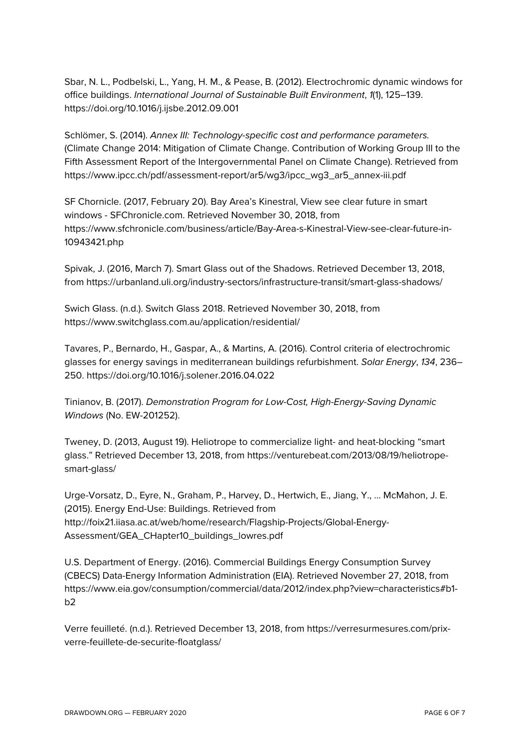Sbar, N. L., Podbelski, L., Yang, H. M., & Pease, B. (2012). Electrochromic dynamic windows for office buildings. *International Journal of Sustainable Built Environment*, *1*(1), 125–139. https://doi.org/10.1016/j.ijsbe.2012.09.001

Schlömer, S. (2014). *Annex III: Technology-specific cost and performance parameters.* (Climate Change 2014: Mitigation of Climate Change. Contribution of Working Group III to the Fifth Assessment Report of the Intergovernmental Panel on Climate Change). Retrieved from https://www.ipcc.ch/pdf/assessment-report/ar5/wg3/ipcc_wg3_ar5_annex-iii.pdf

SF Chornicle. (2017, February 20). Bay Area's Kinestral, View see clear future in smart windows - SFChronicle.com. Retrieved November 30, 2018, from https://www.sfchronicle.com/business/article/Bay-Area-s-Kinestral-View-see-clear-future-in-10943421.php

Spivak, J. (2016, March 7). Smart Glass out of the Shadows. Retrieved December 13, 2018, from https://urbanland.uli.org/industry-sectors/infrastructure-transit/smart-glass-shadows/

Swich Glass. (n.d.). Switch Glass 2018. Retrieved November 30, 2018, from https://www.switchglass.com.au/application/residential/

Tavares, P., Bernardo, H., Gaspar, A., & Martins, A. (2016). Control criteria of electrochromic glasses for energy savings in mediterranean buildings refurbishment. *Solar Energy*, *134*, 236–250. https://doi.org/10.1016/j.solener.2016.04.022

Tinianov, B. (2017). *Demonstration Program for Low-Cost, High-Energy-Saving Dynamic Windows* (No. EW-201252).

Tweney, D. (2013, August 19). Heliotrope to commercialize light- and heat-blocking "smart glass." Retrieved December 13, 2018, from https://venturebeat.com/2013/08/19/heliotrope-smart-glass/

Urge-Vorsatz, D., Eyre, N., Graham, P., Harvey, D., Hertwich, E., Jiang, Y., … McMahon, J. E. (2015). Energy End-Use: Buildings. Retrieved from http://foix21.iiasa.ac.at/web/home/research/Flagship-Projects/Global-Energy-Assessment/GEA_CHapter10_buildings_lowres.pdf

U.S. Department of Energy. (2016). Commercial Buildings Energy Consumption Survey (CBECS) Data-Energy Information Administration (EIA). Retrieved November 27, 2018, from https://www.eia.gov/consumption/commercial/data/2012/index.php?view=characteristics#b1-b2

Verre feuilleté. (n.d.). Retrieved December 13, 2018, from https://verresurmesures.com/prix-verre-feuillete-de-securite-floatglass/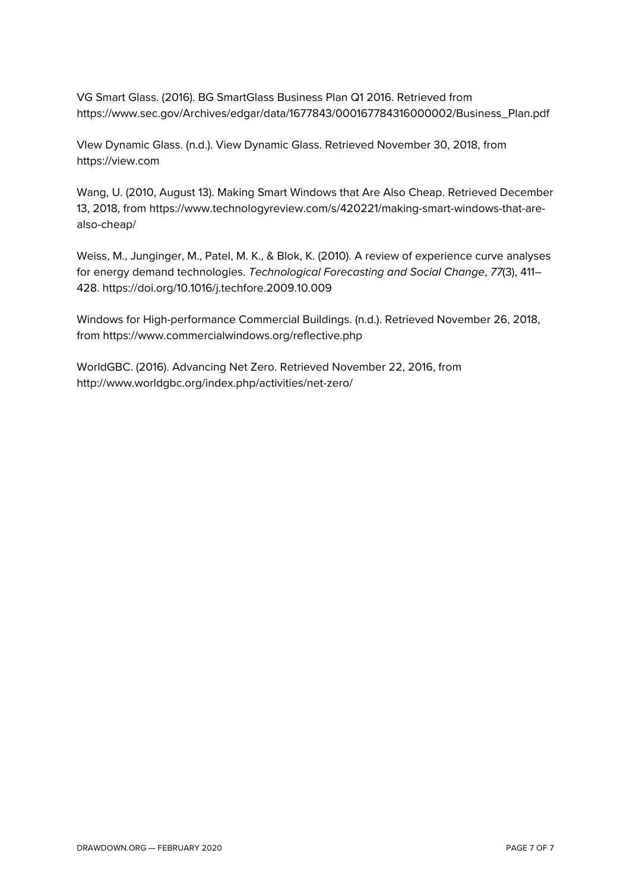VG Smart Glass. (2016). BG SmartGlass Business Plan Q1 2016. Retrieved from https://www.sec.gov/Archives/edgar/data/1677843/000167784316000002/Business_Plan.pdf

VIew Dynamic Glass. (n.d.). View Dynamic Glass. Retrieved November 30, 2018, from https://view.com

Wang, U. (2010, August 13). Making Smart Windows that Are Also Cheap. Retrieved December 13, 2018, from https://www.technologyreview.com/s/420221/making-smart-windows-that-are-also-cheap/

Weiss, M., Junginger, M., Patel, M. K., & Blok, K. (2010). A review of experience curve analyses for energy demand technologies. *Technological Forecasting and Social Change*, *77*(3), 411–428. https://doi.org/10.1016/j.techfore.2009.10.009

Windows for High-performance Commercial Buildings. (n.d.). Retrieved November 26, 2018, from https://www.commercialwindows.org/reflective.php

WorldGBC. (2016). Advancing Net Zero. Retrieved November 22, 2016, from http://www.worldgbc.org/index.php/activities/net-zero/